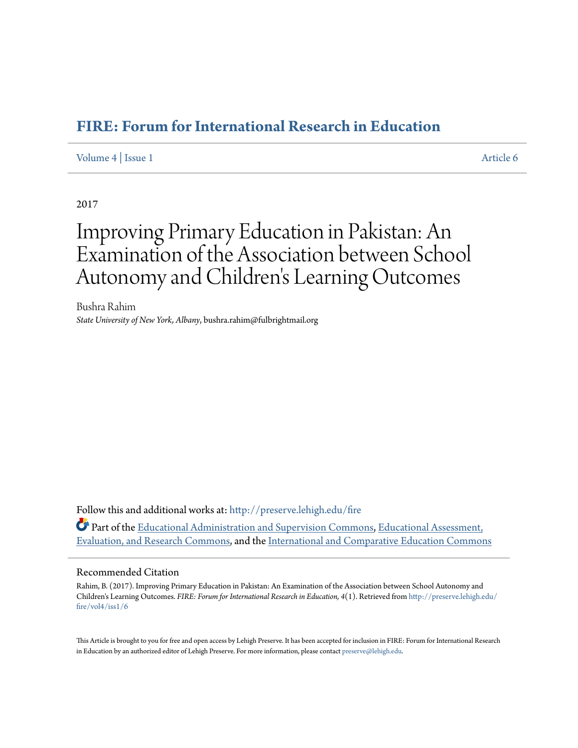# FIRE: Forum for International Research in Education

Volume 4 | Issue 1 Article 6

2017

# Improving Primary Education in Pakistan: An Examination of the Association between School Autonomy and Children's Learning Outcomes

Bushra Rahim
*State University of New York, Albany*, bushra.rahim@fulbrightmail.org

Follow this and additional works at: http://preserve.lehigh.edu/fire

Part of the Educational Administration and Supervision Commons, Educational Assessment, Evaluation, and Research Commons, and the International and Comparative Education Commons

## Recommended Citation

Rahim, B. (2017). Improving Primary Education in Pakistan: An Examination of the Association between School Autonomy and Children's Learning Outcomes. *FIRE: Forum for International Research in Education, 4*(1). Retrieved from http://preserve.lehigh.edu/fire/vol4/iss1/6

This Article is brought to you for free and open access by Lehigh Preserve. It has been accepted for inclusion in FIRE: Forum for International Research in Education by an authorized editor of Lehigh Preserve. For more information, please contact preserve@lehigh.edu.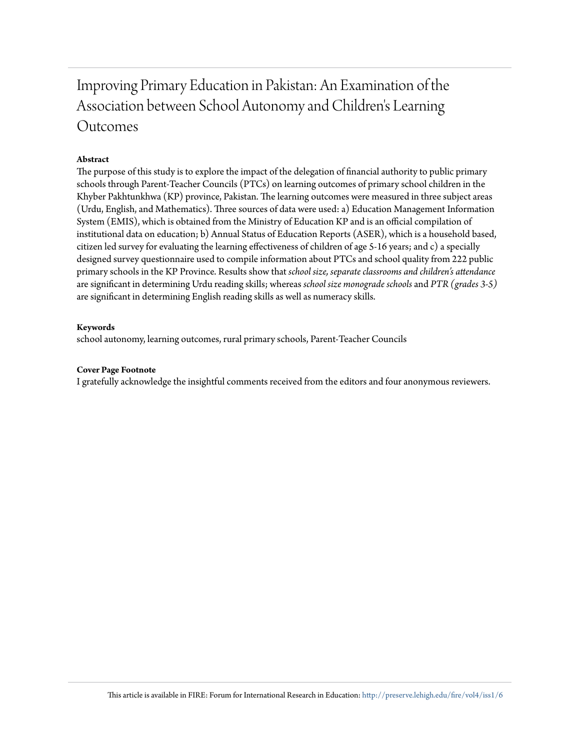# Improving Primary Education in Pakistan: An Examination of the Association between School Autonomy and Children's Learning Outcomes

**Abstract**

The purpose of this study is to explore the impact of the delegation of financial authority to public primary schools through Parent-Teacher Councils (PTCs) on learning outcomes of primary school children in the Khyber Pakhtunkhwa (KP) province, Pakistan. The learning outcomes were measured in three subject areas (Urdu, English, and Mathematics). Three sources of data were used: a) Education Management Information System (EMIS), which is obtained from the Ministry of Education KP and is an official compilation of institutional data on education; b) Annual Status of Education Reports (ASER), which is a household based, citizen led survey for evaluating the learning effectiveness of children of age 5-16 years; and c) a specially designed survey questionnaire used to compile information about PTCs and school quality from 222 public primary schools in the KP Province. Results show that *school size, separate classrooms and children's attendance* are significant in determining Urdu reading skills; whereas *school size monograde schools* and *PTR (grades 3-5)* are significant in determining English reading skills as well as numeracy skills.

**Keywords**

school autonomy, learning outcomes, rural primary schools, Parent-Teacher Councils

**Cover Page Footnote**

I gratefully acknowledge the insightful comments received from the editors and four anonymous reviewers.

This article is available in FIRE: Forum for International Research in Education: http://preserve.lehigh.edu/fire/vol4/iss1/6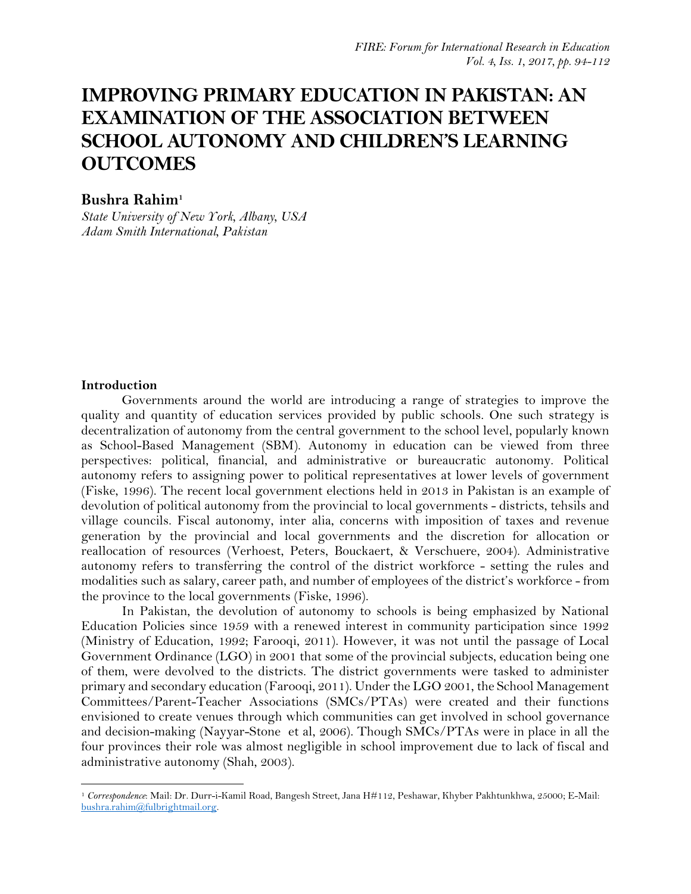# IMPROVING PRIMARY EDUCATION IN PAKISTAN: AN EXAMINATION OF THE ASSOCIATION BETWEEN SCHOOL AUTONOMY AND CHILDREN'S LEARNING OUTCOMES

**Bushra Rahim**[1]

*State University of New York, Albany, USA*
*Adam Smith International, Pakistan*

## Introduction

Governments around the world are introducing a range of strategies to improve the quality and quantity of education services provided by public schools. One such strategy is decentralization of autonomy from the central government to the school level, popularly known as School-Based Management (SBM). Autonomy in education can be viewed from three perspectives: political, financial, and administrative or bureaucratic autonomy. Political autonomy refers to assigning power to political representatives at lower levels of government (Fiske, 1996). The recent local government elections held in 2013 in Pakistan is an example of devolution of political autonomy from the provincial to local governments - districts, tehsils and village councils. Fiscal autonomy, inter alia, concerns with imposition of taxes and revenue generation by the provincial and local governments and the discretion for allocation or reallocation of resources (Verhoest, Peters, Bouckaert, & Verschuere, 2004). Administrative autonomy refers to transferring the control of the district workforce - setting the rules and modalities such as salary, career path, and number of employees of the district's workforce - from the province to the local governments (Fiske, 1996).

In Pakistan, the devolution of autonomy to schools is being emphasized by National Education Policies since 1959 with a renewed interest in community participation since 1992 (Ministry of Education, 1992; Farooqi, 2011). However, it was not until the passage of Local Government Ordinance (LGO) in 2001 that some of the provincial subjects, education being one of them, were devolved to the districts. The district governments were tasked to administer primary and secondary education (Farooqi, 2011). Under the LGO 2001, the School Management Committees/Parent-Teacher Associations (SMCs/PTAs) were created and their functions envisioned to create venues through which communities can get involved in school governance and decision-making (Nayyar-Stone et al, 2006). Though SMCs/PTAs were in place in all the four provinces their role was almost negligible in school improvement due to lack of fiscal and administrative autonomy (Shah, 2003).

---

[1] *Correspondence*: Mail: Dr. Durr-i-Kamil Road, Bangesh Street, Jana H#112, Peshawar, Khyber Pakhtunkhwa, 25000; E-Mail: bushra.rahim@fulbrightmail.org.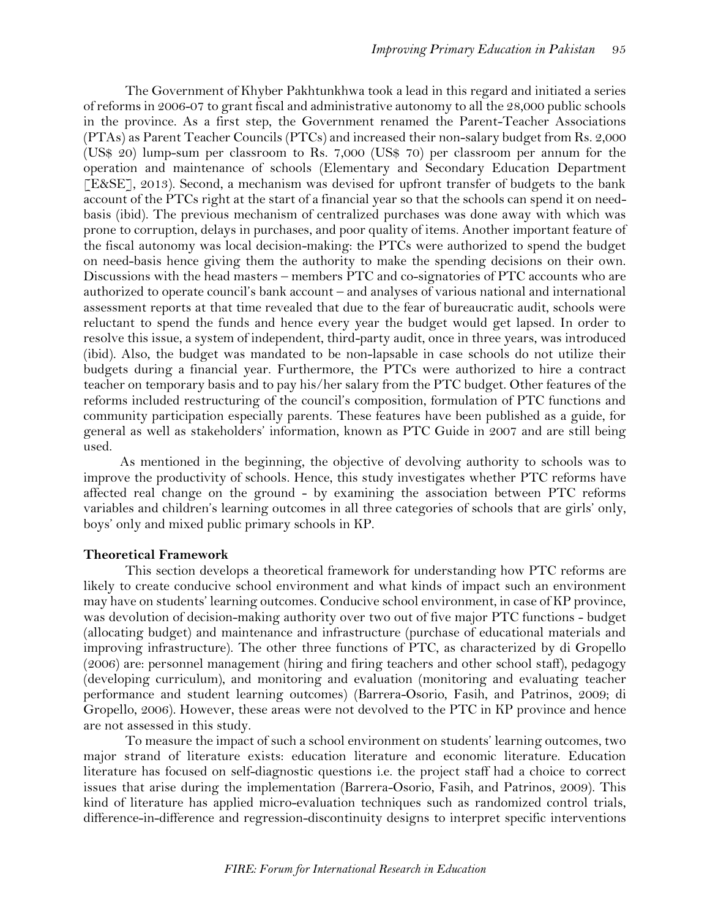The Government of Khyber Pakhtunkhwa took a lead in this regard and initiated a series of reforms in 2006-07 to grant fiscal and administrative autonomy to all the 28,000 public schools in the province. As a first step, the Government renamed the Parent-Teacher Associations (PTAs) as Parent Teacher Councils (PTCs) and increased their non-salary budget from Rs. 2,000 (US$ 20) lump-sum per classroom to Rs. 7,000 (US$ 70) per classroom per annum for the operation and maintenance of schools (Elementary and Secondary Education Department [E&SE], 2013). Second, a mechanism was devised for upfront transfer of budgets to the bank account of the PTCs right at the start of a financial year so that the schools can spend it on need-basis (ibid). The previous mechanism of centralized purchases was done away with which was prone to corruption, delays in purchases, and poor quality of items. Another important feature of the fiscal autonomy was local decision-making: the PTCs were authorized to spend the budget on need-basis hence giving them the authority to make the spending decisions on their own. Discussions with the head masters – members PTC and co-signatories of PTC accounts who are authorized to operate council's bank account – and analyses of various national and international assessment reports at that time revealed that due to the fear of bureaucratic audit, schools were reluctant to spend the funds and hence every year the budget would get lapsed. In order to resolve this issue, a system of independent, third-party audit, once in three years, was introduced (ibid). Also, the budget was mandated to be non-lapsable in case schools do not utilize their budgets during a financial year. Furthermore, the PTCs were authorized to hire a contract teacher on temporary basis and to pay his/her salary from the PTC budget. Other features of the reforms included restructuring of the council's composition, formulation of PTC functions and community participation especially parents. These features have been published as a guide, for general as well as stakeholders' information, known as PTC Guide in 2007 and are still being used.

As mentioned in the beginning, the objective of devolving authority to schools was to improve the productivity of schools. Hence, this study investigates whether PTC reforms have affected real change on the ground - by examining the association between PTC reforms variables and children's learning outcomes in all three categories of schools that are girls' only, boys' only and mixed public primary schools in KP.

**Theoretical Framework**

This section develops a theoretical framework for understanding how PTC reforms are likely to create conducive school environment and what kinds of impact such an environment may have on students' learning outcomes. Conducive school environment, in case of KP province, was devolution of decision-making authority over two out of five major PTC functions - budget (allocating budget) and maintenance and infrastructure (purchase of educational materials and improving infrastructure). The other three functions of PTC, as characterized by di Gropello (2006) are: personnel management (hiring and firing teachers and other school staff), pedagogy (developing curriculum), and monitoring and evaluation (monitoring and evaluating teacher performance and student learning outcomes) (Barrera-Osorio, Fasih, and Patrinos, 2009; di Gropello, 2006). However, these areas were not devolved to the PTC in KP province and hence are not assessed in this study.

To measure the impact of such a school environment on students' learning outcomes, two major strand of literature exists: education literature and economic literature. Education literature has focused on self-diagnostic questions i.e. the project staff had a choice to correct issues that arise during the implementation (Barrera-Osorio, Fasih, and Patrinos, 2009). This kind of literature has applied micro-evaluation techniques such as randomized control trials, difference-in-difference and regression-discontinuity designs to interpret specific interventions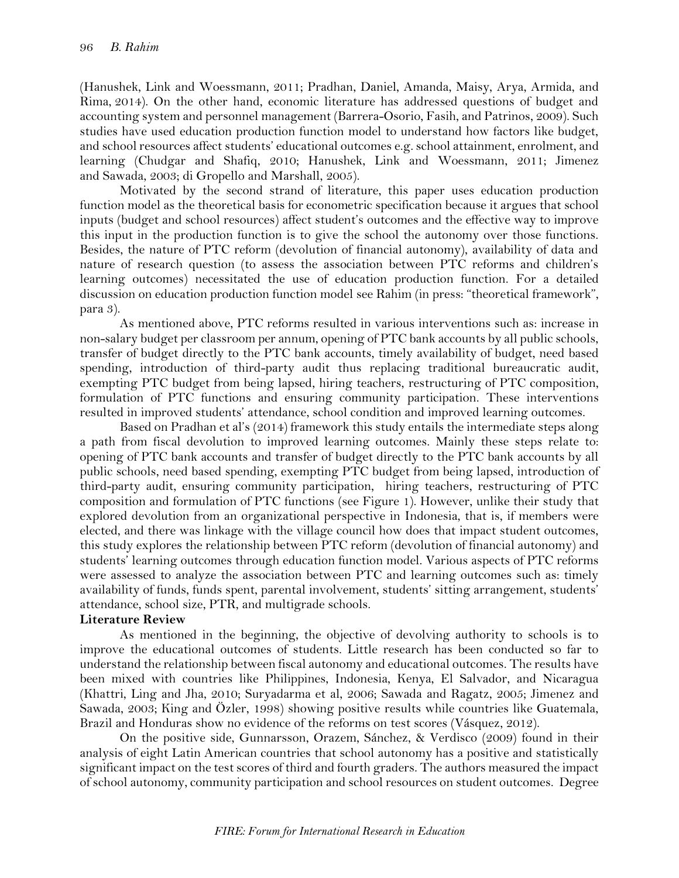(Hanushek, Link and Woessmann, 2011; Pradhan, Daniel, Amanda, Maisy, Arya, Armida, and Rima, 2014). On the other hand, economic literature has addressed questions of budget and accounting system and personnel management (Barrera-Osorio, Fasih, and Patrinos, 2009). Such studies have used education production function model to understand how factors like budget, and school resources affect students' educational outcomes e.g. school attainment, enrolment, and learning (Chudgar and Shafiq, 2010; Hanushek, Link and Woessmann, 2011; Jimenez and Sawada, 2003; di Gropello and Marshall, 2005).

Motivated by the second strand of literature, this paper uses education production function model as the theoretical basis for econometric specification because it argues that school inputs (budget and school resources) affect student's outcomes and the effective way to improve this input in the production function is to give the school the autonomy over those functions. Besides, the nature of PTC reform (devolution of financial autonomy), availability of data and nature of research question (to assess the association between PTC reforms and children's learning outcomes) necessitated the use of education production function. For a detailed discussion on education production function model see Rahim (in press: "theoretical framework", para 3).

As mentioned above, PTC reforms resulted in various interventions such as: increase in non-salary budget per classroom per annum, opening of PTC bank accounts by all public schools, transfer of budget directly to the PTC bank accounts, timely availability of budget, need based spending, introduction of third-party audit thus replacing traditional bureaucratic audit, exempting PTC budget from being lapsed, hiring teachers, restructuring of PTC composition, formulation of PTC functions and ensuring community participation. These interventions resulted in improved students' attendance, school condition and improved learning outcomes.

Based on Pradhan et al's (2014) framework this study entails the intermediate steps along a path from fiscal devolution to improved learning outcomes. Mainly these steps relate to: opening of PTC bank accounts and transfer of budget directly to the PTC bank accounts by all public schools, need based spending, exempting PTC budget from being lapsed, introduction of third-party audit, ensuring community participation, hiring teachers, restructuring of PTC composition and formulation of PTC functions (see Figure 1). However, unlike their study that explored devolution from an organizational perspective in Indonesia, that is, if members were elected, and there was linkage with the village council how does that impact student outcomes, this study explores the relationship between PTC reform (devolution of financial autonomy) and students' learning outcomes through education function model. Various aspects of PTC reforms were assessed to analyze the association between PTC and learning outcomes such as: timely availability of funds, funds spent, parental involvement, students' sitting arrangement, students' attendance, school size, PTR, and multigrade schools.

**Literature Review**

As mentioned in the beginning, the objective of devolving authority to schools is to improve the educational outcomes of students. Little research has been conducted so far to understand the relationship between fiscal autonomy and educational outcomes. The results have been mixed with countries like Philippines, Indonesia, Kenya, El Salvador, and Nicaragua (Khattri, Ling and Jha, 2010; Suryadarma et al, 2006; Sawada and Ragatz, 2005; Jimenez and Sawada, 2003; King and Özler, 1998) showing positive results while countries like Guatemala, Brazil and Honduras show no evidence of the reforms on test scores (Vásquez, 2012).

On the positive side, Gunnarsson, Orazem, Sánchez, & Verdisco (2009) found in their analysis of eight Latin American countries that school autonomy has a positive and statistically significant impact on the test scores of third and fourth graders. The authors measured the impact of school autonomy, community participation and school resources on student outcomes. Degree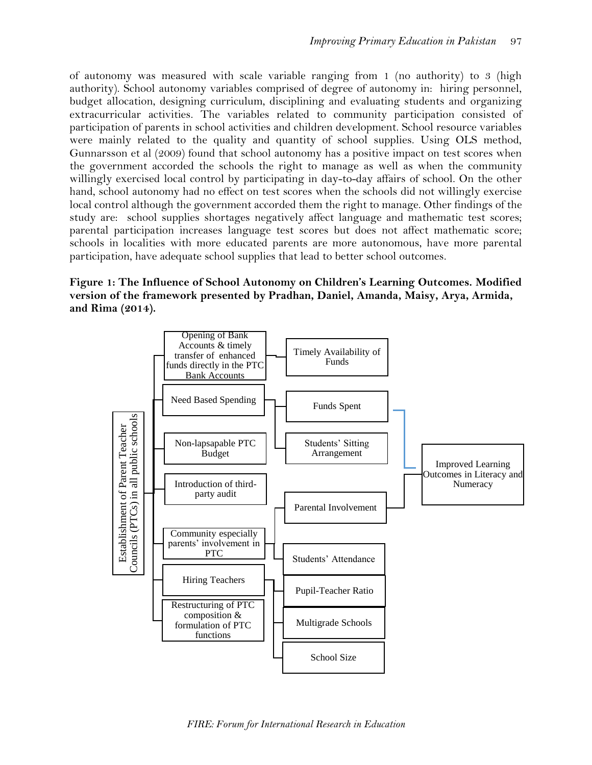of autonomy was measured with scale variable ranging from 1 (no authority) to 3 (high authority). School autonomy variables comprised of degree of autonomy in: hiring personnel, budget allocation, designing curriculum, disciplining and evaluating students and organizing extracurricular activities. The variables related to community participation consisted of participation of parents in school activities and children development. School resource variables were mainly related to the quality and quantity of school supplies. Using OLS method, Gunnarsson et al (2009) found that school autonomy has a positive impact on test scores when the government accorded the schools the right to manage as well as when the community willingly exercised local control by participating in day-to-day affairs of school. On the other hand, school autonomy had no effect on test scores when the schools did not willingly exercise local control although the government accorded them the right to manage. Other findings of the study are: school supplies shortages negatively affect language and mathematic test scores; parental participation increases language test scores but does not affect mathematic score; schools in localities with more educated parents are more autonomous, have more parental participation, have adequate school supplies that lead to better school outcomes.

**Figure 1: The Influence of School Autonomy on Children's Learning Outcomes. Modified version of the framework presented by Pradhan, Daniel, Amanda, Maisy, Arya, Armida, and Rima (2014).**

Establishment of Parent Teacher Councils (PTCs) in all public schools

Opening of Bank Accounts & timely transfer of enhanced funds directly in the PTC Bank Accounts

Need Based Spending

Non-lapsapable PTC Budget

Introduction of third-party audit

Community especially parents' involvement in PTC

Hiring Teachers

Restructuring of PTC composition & formulation of PTC functions

Timely Availability of Funds

Funds Spent

Students' Sitting Arrangement

Parental Involvement

Students' Attendance

Pupil-Teacher Ratio

Multigrade Schools

School Size

Improved Learning Outcomes in Literacy and Numeracy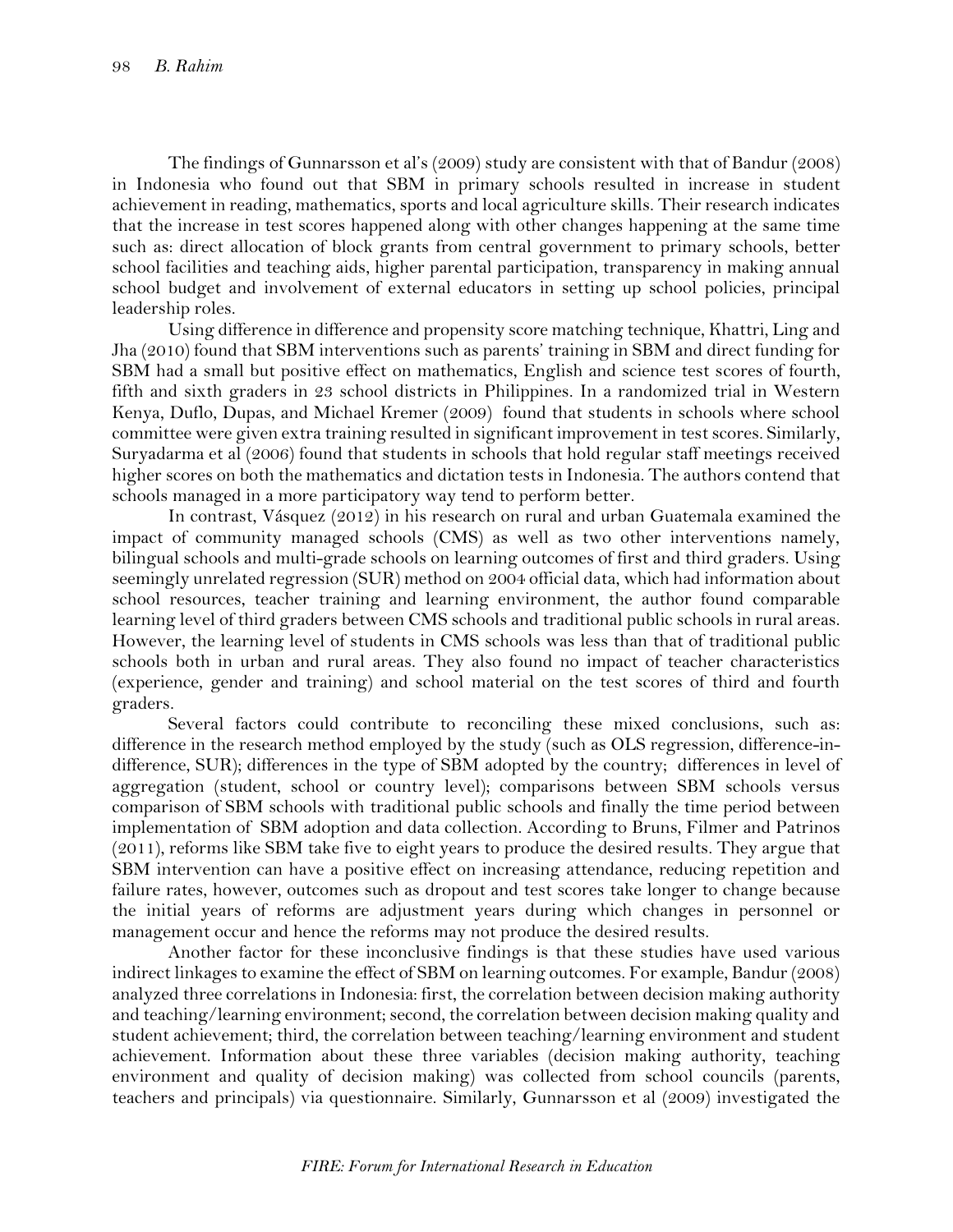The findings of Gunnarsson et al's (2009) study are consistent with that of Bandur (2008) in Indonesia who found out that SBM in primary schools resulted in increase in student achievement in reading, mathematics, sports and local agriculture skills. Their research indicates that the increase in test scores happened along with other changes happening at the same time such as: direct allocation of block grants from central government to primary schools, better school facilities and teaching aids, higher parental participation, transparency in making annual school budget and involvement of external educators in setting up school policies, principal leadership roles.

Using difference in difference and propensity score matching technique, Khattri, Ling and Jha (2010) found that SBM interventions such as parents' training in SBM and direct funding for SBM had a small but positive effect on mathematics, English and science test scores of fourth, fifth and sixth graders in 23 school districts in Philippines. In a randomized trial in Western Kenya, Duflo, Dupas, and Michael Kremer (2009) found that students in schools where school committee were given extra training resulted in significant improvement in test scores. Similarly, Suryadarma et al (2006) found that students in schools that hold regular staff meetings received higher scores on both the mathematics and dictation tests in Indonesia. The authors contend that schools managed in a more participatory way tend to perform better.

In contrast, Vásquez (2012) in his research on rural and urban Guatemala examined the impact of community managed schools (CMS) as well as two other interventions namely, bilingual schools and multi-grade schools on learning outcomes of first and third graders. Using seemingly unrelated regression (SUR) method on 2004 official data, which had information about school resources, teacher training and learning environment, the author found comparable learning level of third graders between CMS schools and traditional public schools in rural areas. However, the learning level of students in CMS schools was less than that of traditional public schools both in urban and rural areas. They also found no impact of teacher characteristics (experience, gender and training) and school material on the test scores of third and fourth graders.

Several factors could contribute to reconciling these mixed conclusions, such as: difference in the research method employed by the study (such as OLS regression, difference-in-difference, SUR); differences in the type of SBM adopted by the country; differences in level of aggregation (student, school or country level); comparisons between SBM schools versus comparison of SBM schools with traditional public schools and finally the time period between implementation of SBM adoption and data collection. According to Bruns, Filmer and Patrinos (2011), reforms like SBM take five to eight years to produce the desired results. They argue that SBM intervention can have a positive effect on increasing attendance, reducing repetition and failure rates, however, outcomes such as dropout and test scores take longer to change because the initial years of reforms are adjustment years during which changes in personnel or management occur and hence the reforms may not produce the desired results.

Another factor for these inconclusive findings is that these studies have used various indirect linkages to examine the effect of SBM on learning outcomes. For example, Bandur (2008) analyzed three correlations in Indonesia: first, the correlation between decision making authority and teaching/learning environment; second, the correlation between decision making quality and student achievement; third, the correlation between teaching/learning environment and student achievement. Information about these three variables (decision making authority, teaching environment and quality of decision making) was collected from school councils (parents, teachers and principals) via questionnaire. Similarly, Gunnarsson et al (2009) investigated the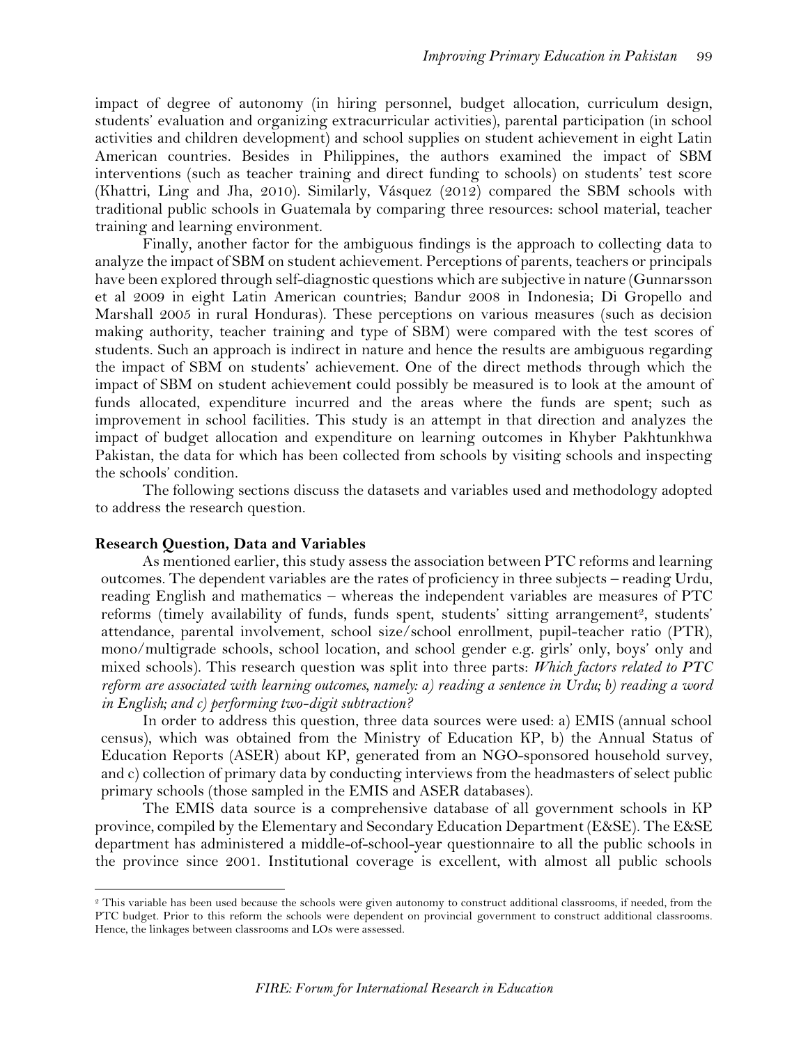impact of degree of autonomy (in hiring personnel, budget allocation, curriculum design, students' evaluation and organizing extracurricular activities), parental participation (in school activities and children development) and school supplies on student achievement in eight Latin American countries. Besides in Philippines, the authors examined the impact of SBM interventions (such as teacher training and direct funding to schools) on students' test score (Khattri, Ling and Jha, 2010). Similarly, Vásquez (2012) compared the SBM schools with traditional public schools in Guatemala by comparing three resources: school material, teacher training and learning environment.

Finally, another factor for the ambiguous findings is the approach to collecting data to analyze the impact of SBM on student achievement. Perceptions of parents, teachers or principals have been explored through self-diagnostic questions which are subjective in nature (Gunnarsson et al 2009 in eight Latin American countries; Bandur 2008 in Indonesia; Di Gropello and Marshall 2005 in rural Honduras). These perceptions on various measures (such as decision making authority, teacher training and type of SBM) were compared with the test scores of students. Such an approach is indirect in nature and hence the results are ambiguous regarding the impact of SBM on students' achievement. One of the direct methods through which the impact of SBM on student achievement could possibly be measured is to look at the amount of funds allocated, expenditure incurred and the areas where the funds are spent; such as improvement in school facilities. This study is an attempt in that direction and analyzes the impact of budget allocation and expenditure on learning outcomes in Khyber Pakhtunkhwa Pakistan, the data for which has been collected from schools by visiting schools and inspecting the schools' condition.

The following sections discuss the datasets and variables used and methodology adopted to address the research question.

**Research Question, Data and Variables**

As mentioned earlier, this study assess the association between PTC reforms and learning outcomes. The dependent variables are the rates of proficiency in three subjects – reading Urdu, reading English and mathematics – whereas the independent variables are measures of PTC reforms (timely availability of funds, funds spent, students' sitting arrangement[2], students' attendance, parental involvement, school size/school enrollment, pupil-teacher ratio (PTR), mono/multigrade schools, school location, and school gender e.g. girls' only, boys' only and mixed schools). This research question was split into three parts: *Which factors related to PTC reform are associated with learning outcomes, namely: a) reading a sentence in Urdu; b) reading a word in English; and c) performing two-digit subtraction?*

In order to address this question, three data sources were used: a) EMIS (annual school census), which was obtained from the Ministry of Education KP, b) the Annual Status of Education Reports (ASER) about KP, generated from an NGO-sponsored household survey, and c) collection of primary data by conducting interviews from the headmasters of select public primary schools (those sampled in the EMIS and ASER databases).

The EMIS data source is a comprehensive database of all government schools in KP province, compiled by the Elementary and Secondary Education Department (E&SE). The E&SE department has administered a middle-of-school-year questionnaire to all the public schools in the province since 2001. Institutional coverage is excellent, with almost all public schools

[2] This variable has been used because the schools were given autonomy to construct additional classrooms, if needed, from the PTC budget. Prior to this reform the schools were dependent on provincial government to construct additional classrooms. Hence, the linkages between classrooms and LOs were assessed.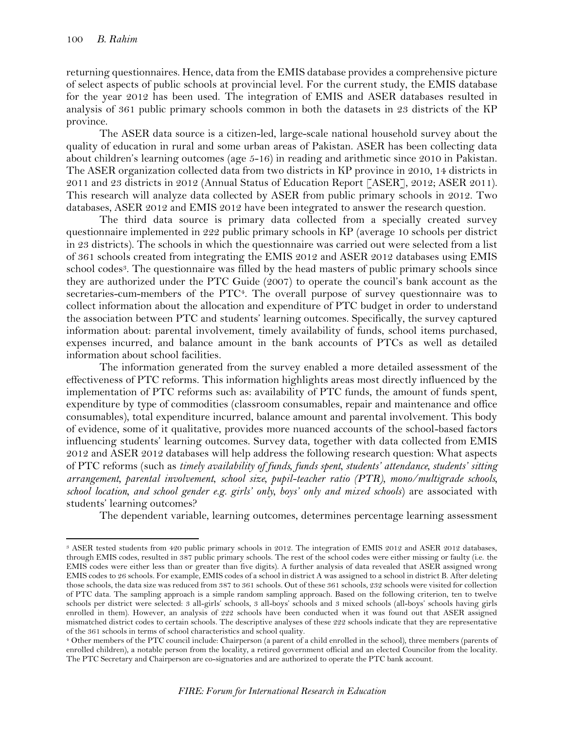returning questionnaires. Hence, data from the EMIS database provides a comprehensive picture of select aspects of public schools at provincial level. For the current study, the EMIS database for the year 2012 has been used. The integration of EMIS and ASER databases resulted in analysis of 361 public primary schools common in both the datasets in 23 districts of the KP province.

The ASER data source is a citizen-led, large-scale national household survey about the quality of education in rural and some urban areas of Pakistan. ASER has been collecting data about children's learning outcomes (age 5-16) in reading and arithmetic since 2010 in Pakistan. The ASER organization collected data from two districts in KP province in 2010, 14 districts in 2011 and 23 districts in 2012 (Annual Status of Education Report [ASER], 2012; ASER 2011). This research will analyze data collected by ASER from public primary schools in 2012. Two databases, ASER 2012 and EMIS 2012 have been integrated to answer the research question.

The third data source is primary data collected from a specially created survey questionnaire implemented in 222 public primary schools in KP (average 10 schools per district in 23 districts). The schools in which the questionnaire was carried out were selected from a list of 361 schools created from integrating the EMIS 2012 and ASER 2012 databases using EMIS school codes[3]. The questionnaire was filled by the head masters of public primary schools since they are authorized under the PTC Guide (2007) to operate the council's bank account as the secretaries-cum-members of the PTC[4]. The overall purpose of survey questionnaire was to collect information about the allocation and expenditure of PTC budget in order to understand the association between PTC and students' learning outcomes. Specifically, the survey captured information about: parental involvement, timely availability of funds, school items purchased, expenses incurred, and balance amount in the bank accounts of PTCs as well as detailed information about school facilities.

The information generated from the survey enabled a more detailed assessment of the effectiveness of PTC reforms. This information highlights areas most directly influenced by the implementation of PTC reforms such as: availability of PTC funds, the amount of funds spent, expenditure by type of commodities (classroom consumables, repair and maintenance and office consumables), total expenditure incurred, balance amount and parental involvement. This body of evidence, some of it qualitative, provides more nuanced accounts of the school-based factors influencing students' learning outcomes. Survey data, together with data collected from EMIS 2012 and ASER 2012 databases will help address the following research question: What aspects of PTC reforms (such as *timely availability of funds, funds spent, students' attendance, students' sitting arrangement, parental involvement, school size, pupil-teacher ratio (PTR), mono/multigrade schools, school location, and school gender e.g. girls' only, boys' only and mixed schools*) are associated with students' learning outcomes?

The dependent variable, learning outcomes, determines percentage learning assessment

---

[3] ASER tested students from 420 public primary schools in 2012. The integration of EMIS 2012 and ASER 2012 databases, through EMIS codes, resulted in 387 public primary schools. The rest of the school codes were either missing or faulty (i.e. the EMIS codes were either less than or greater than five digits). A further analysis of data revealed that ASER assigned wrong EMIS codes to 26 schools. For example, EMIS codes of a school in district A was assigned to a school in district B. After deleting those schools, the data size was reduced from 387 to 361 schools. Out of these 361 schools, 232 schools were visited for collection of PTC data. The sampling approach is a simple random sampling approach. Based on the following criterion, ten to twelve schools per district were selected: 3 all-girls' schools, 3 all-boys' schools and 3 mixed schools (all-boys' schools having girls enrolled in them). However, an analysis of 222 schools have been conducted when it was found out that ASER assigned mismatched district codes to certain schools. The descriptive analyses of these 222 schools indicate that they are representative of the 361 schools in terms of school characteristics and school quality.

[4] Other members of the PTC council include: Chairperson (a parent of a child enrolled in the school), three members (parents of enrolled children), a notable person from the locality, a retired government official and an elected Councilor from the locality. The PTC Secretary and Chairperson are co-signatories and are authorized to operate the PTC bank account.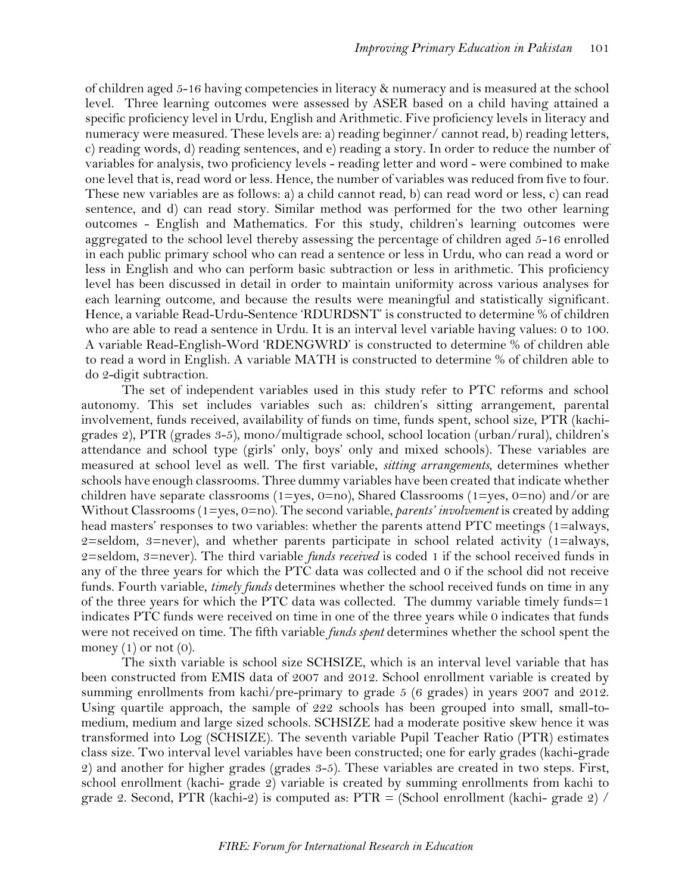of children aged 5-16 having competencies in literacy & numeracy and is measured at the school level. Three learning outcomes were assessed by ASER based on a child having attained a specific proficiency level in Urdu, English and Arithmetic. Five proficiency levels in literacy and numeracy were measured. These levels are: a) reading beginner/ cannot read, b) reading letters, c) reading words, d) reading sentences, and e) reading a story. In order to reduce the number of variables for analysis, two proficiency levels - reading letter and word - were combined to make one level that is, read word or less. Hence, the number of variables was reduced from five to four. These new variables are as follows: a) a child cannot read, b) can read word or less, c) can read sentence, and d) can read story. Similar method was performed for the two other learning outcomes - English and Mathematics. For this study, children's learning outcomes were aggregated to the school level thereby assessing the percentage of children aged 5-16 enrolled in each public primary school who can read a sentence or less in Urdu, who can read a word or less in English and who can perform basic subtraction or less in arithmetic. This proficiency level has been discussed in detail in order to maintain uniformity across various analyses for each learning outcome, and because the results were meaningful and statistically significant. Hence, a variable Read-Urdu-Sentence 'RDURDSNT' is constructed to determine % of children who are able to read a sentence in Urdu. It is an interval level variable having values: 0 to 100. A variable Read-English-Word 'RDENGWRD' is constructed to determine % of children able to read a word in English. A variable MATH is constructed to determine % of children able to do 2-digit subtraction.

The set of independent variables used in this study refer to PTC reforms and school autonomy. This set includes variables such as: children's sitting arrangement, parental involvement, funds received, availability of funds on time, funds spent, school size, PTR (kachi-grades 2), PTR (grades 3-5), mono/multigrade school, school location (urban/rural), children's attendance and school type (girls' only, boys' only and mixed schools). These variables are measured at school level as well. The first variable, *sitting arrangements*, determines whether schools have enough classrooms. Three dummy variables have been created that indicate whether children have separate classrooms (1=yes, 0=no), Shared Classrooms (1=yes, 0=no) and/or are Without Classrooms (1=yes, 0=no). The second variable, *parents' involvement* is created by adding head masters' responses to two variables: whether the parents attend PTC meetings (1=always, 2=seldom, 3=never), and whether parents participate in school related activity (1=always, 2=seldom, 3=never). The third variable *funds received* is coded 1 if the school received funds in any of the three years for which the PTC data was collected and 0 if the school did not receive funds. Fourth variable, *timely funds* determines whether the school received funds on time in any of the three years for which the PTC data was collected. The dummy variable timely funds=1 indicates PTC funds were received on time in one of the three years while 0 indicates that funds were not received on time. The fifth variable *funds spent* determines whether the school spent the money (1) or not (0).

The sixth variable is school size SCHSIZE, which is an interval level variable that has been constructed from EMIS data of 2007 and 2012. School enrollment variable is created by summing enrollments from kachi/pre-primary to grade 5 (6 grades) in years 2007 and 2012. Using quartile approach, the sample of 222 schools has been grouped into small, small-to-medium, medium and large sized schools. SCHSIZE had a moderate positive skew hence it was transformed into Log (SCHSIZE). The seventh variable Pupil Teacher Ratio (PTR) estimates class size. Two interval level variables have been constructed; one for early grades (kachi-grade 2) and another for higher grades (grades 3-5). These variables are created in two steps. First, school enrollment (kachi- grade 2) variable is created by summing enrollments from kachi to grade 2. Second, PTR (kachi-2) is computed as: PTR = (School enrollment (kachi- grade 2) /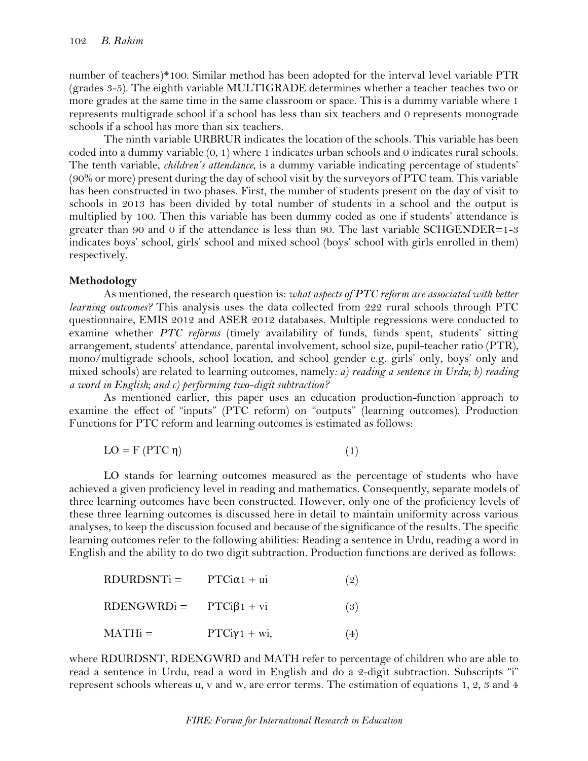number of teachers)*100. Similar method has been adopted for the interval level variable PTR (grades 3-5). The eighth variable MULTIGRADE determines whether a teacher teaches two or more grades at the same time in the same classroom or space. This is a dummy variable where 1 represents multigrade school if a school has less than six teachers and 0 represents monograde schools if a school has more than six teachers.

The ninth variable URBRUR indicates the location of the schools. This variable has been coded into a dummy variable (0, 1) where 1 indicates urban schools and 0 indicates rural schools. The tenth variable, *children's attendance*, is a dummy variable indicating percentage of students' (90% or more) present during the day of school visit by the surveyors of PTC team. This variable has been constructed in two phases. First, the number of students present on the day of visit to schools in 2013 has been divided by total number of students in a school and the output is multiplied by 100. Then this variable has been dummy coded as one if students' attendance is greater than 90 and 0 if the attendance is less than 90. The last variable SCHGENDER=1-3 indicates boys' school, girls' school and mixed school (boys' school with girls enrolled in them) respectively.

**Methodology**

As mentioned, the research question is: *what aspects of PTC reform are associated with better learning outcomes?* This analysis uses the data collected from 222 rural schools through PTC questionnaire, EMIS 2012 and ASER 2012 databases. Multiple regressions were conducted to examine whether *PTC reforms* (timely availability of funds, funds spent, students' sitting arrangement, students' attendance, parental involvement, school size, pupil-teacher ratio (PTR), mono/multigrade schools, school location, and school gender e.g. girls' only, boys' only and mixed schools) are related to learning outcomes, namely*: a) reading a sentence in Urdu; b) reading a word in English; and c) performing two-digit subtraction?*

As mentioned earlier, this paper uses an education production-function approach to examine the effect of "inputs" (PTC reform) on "outputs" (learning outcomes). Production Functions for PTC reform and learning outcomes is estimated as follows:

$$LO = F\ (PTC\ \eta) \qquad (1)$$

LO stands for learning outcomes measured as the percentage of students who have achieved a given proficiency level in reading and mathematics. Consequently, separate models of three learning outcomes have been constructed. However, only one of the proficiency levels of these three learning outcomes is discussed here in detail to maintain uniformity across various analyses, to keep the discussion focused and because of the significance of the results. The specific learning outcomes refer to the following abilities: Reading a sentence in Urdu, reading a word in English and the ability to do two digit subtraction. Production functions are derived as follows:

$$RDURDSNT_i = PTC_i\alpha_1 + u_i \qquad (2)$$

$$RDENGWRD_i = PTC_i\beta_1 + v_i \qquad (3)$$

$$MATH_i = PTC_i\gamma_1 + w_i, \qquad (4)$$

where RDURDSNT, RDENGWRD and MATH refer to percentage of children who are able to read a sentence in Urdu, read a word in English and do a 2-digit subtraction. Subscripts "i" represent schools whereas u, v and w, are error terms. The estimation of equations 1, 2, 3 and 4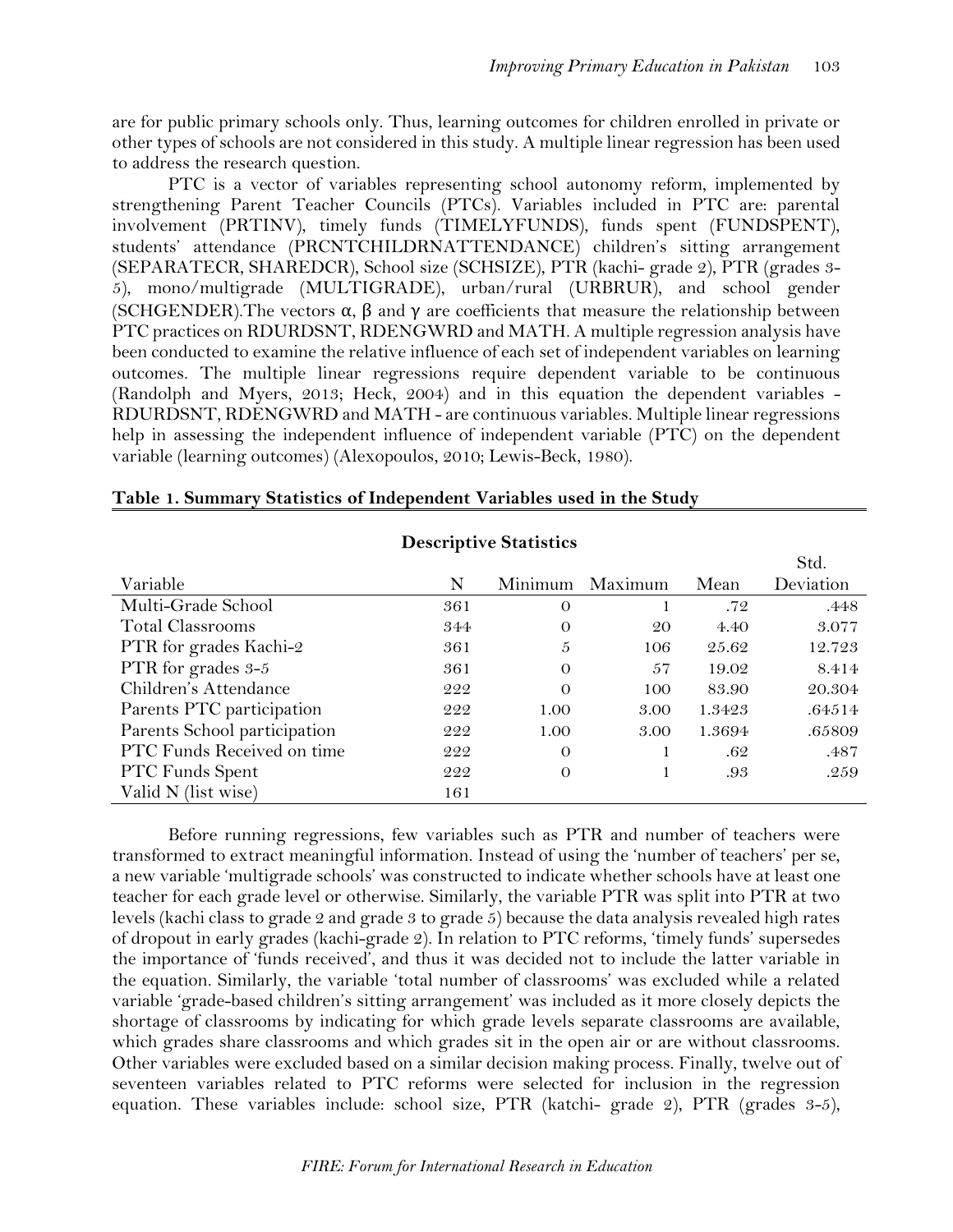are for public primary schools only. Thus, learning outcomes for children enrolled in private or other types of schools are not considered in this study. A multiple linear regression has been used to address the research question.

PTC is a vector of variables representing school autonomy reform, implemented by strengthening Parent Teacher Councils (PTCs). Variables included in PTC are: parental involvement (PRTINV), timely funds (TIMELYFUNDS), funds spent (FUNDSPENT), students' attendance (PRCNTCHILDRNATTENDANCE) children's sitting arrangement (SEPARATECR, SHAREDCR), School size (SCHSIZE), PTR (kachi- grade 2), PTR (grades 3-5), mono/multigrade (MULTIGRADE), urban/rural (URBRUR), and school gender (SCHGENDER).The vectors α, β and γ are coefficients that measure the relationship between PTC practices on RDURDSNT, RDENGWRD and MATH. A multiple regression analysis have been conducted to examine the relative influence of each set of independent variables on learning outcomes. The multiple linear regressions require dependent variable to be continuous (Randolph and Myers, 2013; Heck, 2004) and in this equation the dependent variables - RDURDSNT, RDENGWRD and MATH - are continuous variables. Multiple linear regressions help in assessing the independent influence of independent variable (PTC) on the dependent variable (learning outcomes) (Alexopoulos, 2010; Lewis-Beck, 1980).

**Table 1. Summary Statistics of Independent Variables used in the Study**

**Descriptive Statistics**

| Variable | N | Minimum | Maximum | Mean | Std. Deviation |
|---|---|---|---|---|---|
| Multi-Grade School | 361 | 0 | 1 | .72 | .448 |
| Total Classrooms | 344 | 0 | 20 | 4.40 | 3.077 |
| PTR for grades Kachi-2 | 361 | 5 | 106 | 25.62 | 12.723 |
| PTR for grades 3-5 | 361 | 0 | 57 | 19.02 | 8.414 |
| Children's Attendance | 222 | 0 | 100 | 83.90 | 20.304 |
| Parents PTC participation | 222 | 1.00 | 3.00 | 1.3423 | .64514 |
| Parents School participation | 222 | 1.00 | 3.00 | 1.3694 | .65809 |
| PTC Funds Received on time | 222 | 0 | 1 | .62 | .487 |
| PTC Funds Spent | 222 | 0 | 1 | .93 | .259 |
| Valid N (list wise) | 161 | | | | |

Before running regressions, few variables such as PTR and number of teachers were transformed to extract meaningful information. Instead of using the 'number of teachers' per se, a new variable 'multigrade schools' was constructed to indicate whether schools have at least one teacher for each grade level or otherwise. Similarly, the variable PTR was split into PTR at two levels (kachi class to grade 2 and grade 3 to grade 5) because the data analysis revealed high rates of dropout in early grades (kachi-grade 2). In relation to PTC reforms, 'timely funds' supersedes the importance of 'funds received', and thus it was decided not to include the latter variable in the equation. Similarly, the variable 'total number of classrooms' was excluded while a related variable 'grade-based children's sitting arrangement' was included as it more closely depicts the shortage of classrooms by indicating for which grade levels separate classrooms are available, which grades share classrooms and which grades sit in the open air or are without classrooms. Other variables were excluded based on a similar decision making process. Finally, twelve out of seventeen variables related to PTC reforms were selected for inclusion in the regression equation. These variables include: school size, PTR (katchi- grade 2), PTR (grades 3-5),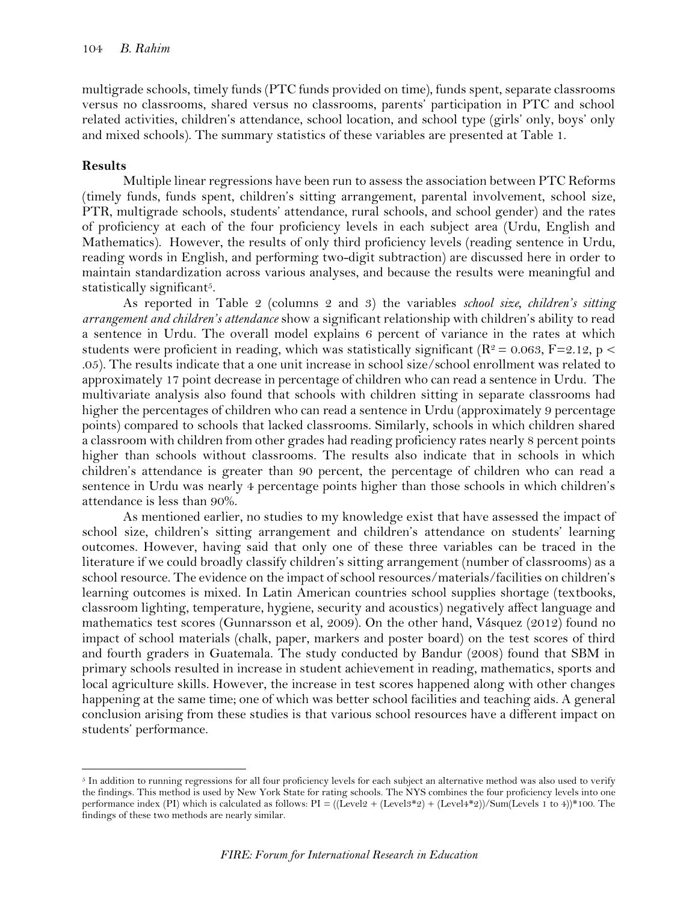multigrade schools, timely funds (PTC funds provided on time), funds spent, separate classrooms versus no classrooms, shared versus no classrooms, parents' participation in PTC and school related activities, children's attendance, school location, and school type (girls' only, boys' only and mixed schools). The summary statistics of these variables are presented at Table 1.

## Results

Multiple linear regressions have been run to assess the association between PTC Reforms (timely funds, funds spent, children's sitting arrangement, parental involvement, school size, PTR, multigrade schools, students' attendance, rural schools, and school gender) and the rates of proficiency at each of the four proficiency levels in each subject area (Urdu, English and Mathematics). However, the results of only third proficiency levels (reading sentence in Urdu, reading words in English, and performing two-digit subtraction) are discussed here in order to maintain standardization across various analyses, and because the results were meaningful and statistically significant[5].

As reported in Table 2 (columns 2 and 3) the variables *school size, children's sitting arrangement and children's attendance* show a significant relationship with children's ability to read a sentence in Urdu. The overall model explains 6 percent of variance in the rates at which students were proficient in reading, which was statistically significant ($R^2 = 0.063$, $F=2.12$, $p < .05$). The results indicate that a one unit increase in school size/school enrollment was related to approximately 17 point decrease in percentage of children who can read a sentence in Urdu. The multivariate analysis also found that schools with children sitting in separate classrooms had higher the percentages of children who can read a sentence in Urdu (approximately 9 percentage points) compared to schools that lacked classrooms. Similarly, schools in which children shared a classroom with children from other grades had reading proficiency rates nearly 8 percent points higher than schools without classrooms. The results also indicate that in schools in which children's attendance is greater than 90 percent, the percentage of children who can read a sentence in Urdu was nearly 4 percentage points higher than those schools in which children's attendance is less than 90%.

As mentioned earlier, no studies to my knowledge exist that have assessed the impact of school size, children's sitting arrangement and children's attendance on students' learning outcomes. However, having said that only one of these three variables can be traced in the literature if we could broadly classify children's sitting arrangement (number of classrooms) as a school resource. The evidence on the impact of school resources/materials/facilities on children's learning outcomes is mixed. In Latin American countries school supplies shortage (textbooks, classroom lighting, temperature, hygiene, security and acoustics) negatively affect language and mathematics test scores (Gunnarsson et al, 2009). On the other hand, Vásquez (2012) found no impact of school materials (chalk, paper, markers and poster board) on the test scores of third and fourth graders in Guatemala. The study conducted by Bandur (2008) found that SBM in primary schools resulted in increase in student achievement in reading, mathematics, sports and local agriculture skills. However, the increase in test scores happened along with other changes happening at the same time; one of which was better school facilities and teaching aids. A general conclusion arising from these studies is that various school resources have a different impact on students' performance.

[5] In addition to running regressions for all four proficiency levels for each subject an alternative method was also used to verify the findings. This method is used by New York State for rating schools. The NYS combines the four proficiency levels into one performance index (PI) which is calculated as follows: PI = ((Level2 + (Level3*2) + (Level4*2))/Sum(Levels 1 to 4))*100. The findings of these two methods are nearly similar.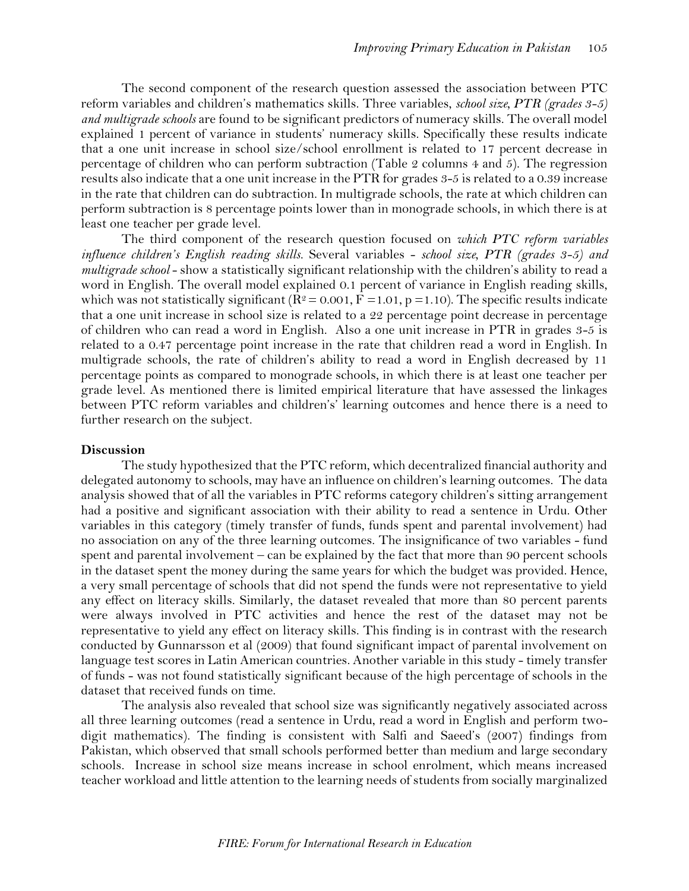The second component of the research question assessed the association between PTC reform variables and children's mathematics skills. Three variables, *school size, PTR (grades 3-5) and multigrade schools* are found to be significant predictors of numeracy skills. The overall model explained 1 percent of variance in students' numeracy skills. Specifically these results indicate that a one unit increase in school size/school enrollment is related to 17 percent decrease in percentage of children who can perform subtraction (Table 2 columns 4 and 5). The regression results also indicate that a one unit increase in the PTR for grades 3-5 is related to a 0.39 increase in the rate that children can do subtraction. In multigrade schools, the rate at which children can perform subtraction is 8 percentage points lower than in monograde schools, in which there is at least one teacher per grade level.

The third component of the research question focused on *which PTC reform variables influence children's English reading skills*. Several variables - *school size, PTR (grades 3-5) and multigrade school* - show a statistically significant relationship with the children's ability to read a word in English. The overall model explained 0.1 percent of variance in English reading skills, which was not statistically significant ($R^2 = 0.001$, $F = 1.01$, $p = 1.10$). The specific results indicate that a one unit increase in school size is related to a 22 percentage point decrease in percentage of children who can read a word in English. Also a one unit increase in PTR in grades 3-5 is related to a 0.47 percentage point increase in the rate that children read a word in English. In multigrade schools, the rate of children's ability to read a word in English decreased by 11 percentage points as compared to monograde schools, in which there is at least one teacher per grade level. As mentioned there is limited empirical literature that have assessed the linkages between PTC reform variables and children's' learning outcomes and hence there is a need to further research on the subject.

**Discussion**

The study hypothesized that the PTC reform, which decentralized financial authority and delegated autonomy to schools, may have an influence on children's learning outcomes. The data analysis showed that of all the variables in PTC reforms category children's sitting arrangement had a positive and significant association with their ability to read a sentence in Urdu. Other variables in this category (timely transfer of funds, funds spent and parental involvement) had no association on any of the three learning outcomes. The insignificance of two variables - fund spent and parental involvement – can be explained by the fact that more than 90 percent schools in the dataset spent the money during the same years for which the budget was provided. Hence, a very small percentage of schools that did not spend the funds were not representative to yield any effect on literacy skills. Similarly, the dataset revealed that more than 80 percent parents were always involved in PTC activities and hence the rest of the dataset may not be representative to yield any effect on literacy skills. This finding is in contrast with the research conducted by Gunnarsson et al (2009) that found significant impact of parental involvement on language test scores in Latin American countries. Another variable in this study - timely transfer of funds - was not found statistically significant because of the high percentage of schools in the dataset that received funds on time.

The analysis also revealed that school size was significantly negatively associated across all three learning outcomes (read a sentence in Urdu, read a word in English and perform two-digit mathematics). The finding is consistent with Salfi and Saeed's (2007) findings from Pakistan, which observed that small schools performed better than medium and large secondary schools. Increase in school size means increase in school enrolment, which means increased teacher workload and little attention to the learning needs of students from socially marginalized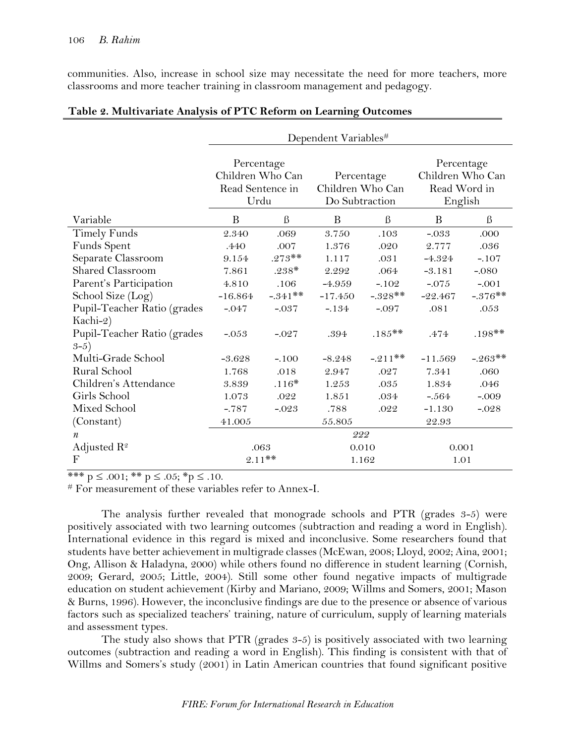communities. Also, increase in school size may necessitate the need for more teachers, more classrooms and more teacher training in classroom management and pedagogy.

**Table 2. Multivariate Analysis of PTC Reform on Learning Outcomes**

| | Dependent Variables# | | | | | |
|---|---|---|---|---|---|---|
| | Percentage Children Who Can Read Sentence in Urdu | | Percentage Children Who Can Do Subtraction | | Percentage Children Who Can Read Word in English | |
| Variable | B | ß | B | ß | B | ß |
| Timely Funds | 2.340 | .069 | 3.750 | .103 | -.033 | .000 |
| Funds Spent | .440 | .007 | 1.376 | .020 | 2.777 | .036 |
| Separate Classroom | 9.154 | .273** | 1.117 | .031 | -4.324 | -.107 |
| Shared Classroom | 7.861 | .238* | 2.292 | .064 | -3.181 | -.080 |
| Parent's Participation | 4.810 | .106 | -4.959 | -.102 | -.075 | -.001 |
| School Size (Log) | -16.864 | -.341** | -17.450 | -.328** | -22.467 | -.376** |
| Pupil-Teacher Ratio (grades Kachi-2) | -.047 | -.037 | -.134 | -.097 | .081 | .053 |
| Pupil-Teacher Ratio (grades 3-5) | -.053 | -.027 | .394 | .185** | .474 | .198** |
| Multi-Grade School | -3.628 | -.100 | -8.248 | -.211** | -11.569 | -.263** |
| Rural School | 1.768 | .018 | 2.947 | .027 | 7.341 | .060 |
| Children's Attendance | 3.839 | .116* | 1.253 | .035 | 1.834 | .046 |
| Girls School | 1.073 | .022 | 1.851 | .034 | -.564 | -.009 |
| Mixed School | -.787 | -.023 | .788 | .022 | -1.130 | -.028 |
| (Constant) | 41.005 | | 55.805 | | 22.93 | |
| *n* | | | 222 | | | |
| Adjusted $R^2$ | .063 | | 0.010 | | 0.001 | |
| F | 2.11** | | 1.162 | | 1.01 | |

*** $p \leq .001$; ** $p \leq .05$; *$p \leq .10$.

# For measurement of these variables refer to Annex-I.

The analysis further revealed that monograde schools and PTR (grades 3-5) were positively associated with two learning outcomes (subtraction and reading a word in English). International evidence in this regard is mixed and inconclusive. Some researchers found that students have better achievement in multigrade classes (McEwan, 2008; Lloyd, 2002; Aina, 2001; Ong, Allison & Haladyna, 2000) while others found no difference in student learning (Cornish, 2009; Gerard, 2005; Little, 2004). Still some other found negative impacts of multigrade education on student achievement (Kirby and Mariano, 2009; Willms and Somers, 2001; Mason & Burns, 1996). However, the inconclusive findings are due to the presence or absence of various factors such as specialized teachers' training, nature of curriculum, supply of learning materials and assessment types.

The study also shows that PTR (grades 3-5) is positively associated with two learning outcomes (subtraction and reading a word in English). This finding is consistent with that of Willms and Somers's study (2001) in Latin American countries that found significant positive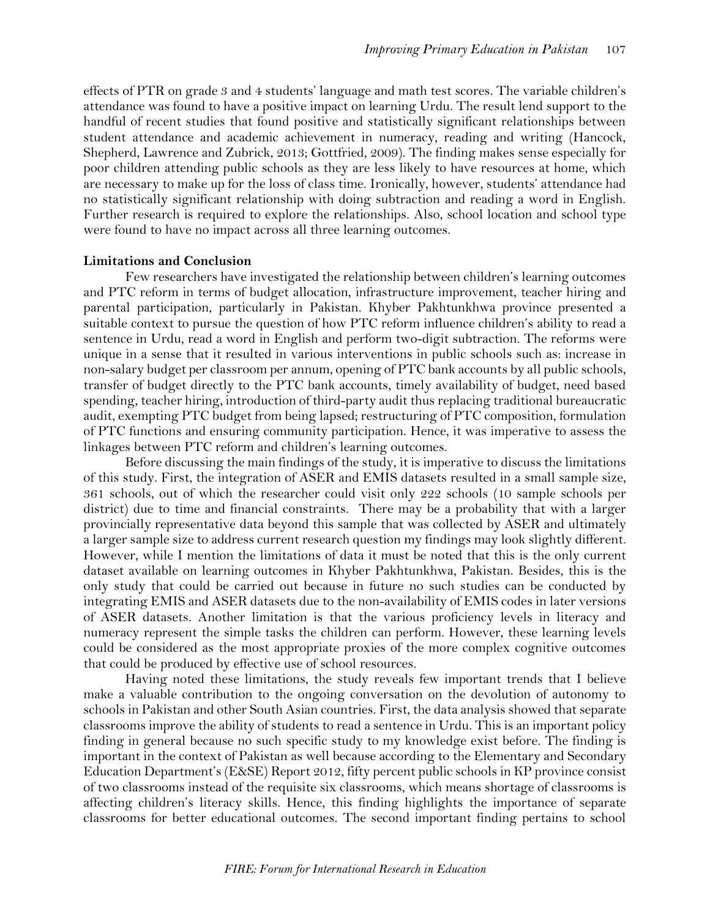effects of PTR on grade 3 and 4 students' language and math test scores. The variable children's attendance was found to have a positive impact on learning Urdu. The result lend support to the handful of recent studies that found positive and statistically significant relationships between student attendance and academic achievement in numeracy, reading and writing (Hancock, Shepherd, Lawrence and Zubrick, 2013; Gottfried, 2009). The finding makes sense especially for poor children attending public schools as they are less likely to have resources at home, which are necessary to make up for the loss of class time. Ironically, however, students' attendance had no statistically significant relationship with doing subtraction and reading a word in English. Further research is required to explore the relationships. Also, school location and school type were found to have no impact across all three learning outcomes.

**Limitations and Conclusion**

Few researchers have investigated the relationship between children's learning outcomes and PTC reform in terms of budget allocation, infrastructure improvement, teacher hiring and parental participation, particularly in Pakistan. Khyber Pakhtunkhwa province presented a suitable context to pursue the question of how PTC reform influence children's ability to read a sentence in Urdu, read a word in English and perform two-digit subtraction. The reforms were unique in a sense that it resulted in various interventions in public schools such as: increase in non-salary budget per classroom per annum, opening of PTC bank accounts by all public schools, transfer of budget directly to the PTC bank accounts, timely availability of budget, need based spending, teacher hiring, introduction of third-party audit thus replacing traditional bureaucratic audit, exempting PTC budget from being lapsed; restructuring of PTC composition, formulation of PTC functions and ensuring community participation. Hence, it was imperative to assess the linkages between PTC reform and children's learning outcomes.

Before discussing the main findings of the study, it is imperative to discuss the limitations of this study. First, the integration of ASER and EMIS datasets resulted in a small sample size, 361 schools, out of which the researcher could visit only 222 schools (10 sample schools per district) due to time and financial constraints. There may be a probability that with a larger provincially representative data beyond this sample that was collected by ASER and ultimately a larger sample size to address current research question my findings may look slightly different. However, while I mention the limitations of data it must be noted that this is the only current dataset available on learning outcomes in Khyber Pakhtunkhwa, Pakistan. Besides, this is the only study that could be carried out because in future no such studies can be conducted by integrating EMIS and ASER datasets due to the non-availability of EMIS codes in later versions of ASER datasets. Another limitation is that the various proficiency levels in literacy and numeracy represent the simple tasks the children can perform. However, these learning levels could be considered as the most appropriate proxies of the more complex cognitive outcomes that could be produced by effective use of school resources.

Having noted these limitations, the study reveals few important trends that I believe make a valuable contribution to the ongoing conversation on the devolution of autonomy to schools in Pakistan and other South Asian countries. First, the data analysis showed that separate classrooms improve the ability of students to read a sentence in Urdu. This is an important policy finding in general because no such specific study to my knowledge exist before. The finding is important in the context of Pakistan as well because according to the Elementary and Secondary Education Department's (E&SE) Report 2012, fifty percent public schools in KP province consist of two classrooms instead of the requisite six classrooms, which means shortage of classrooms is affecting children's literacy skills. Hence, this finding highlights the importance of separate classrooms for better educational outcomes. The second important finding pertains to school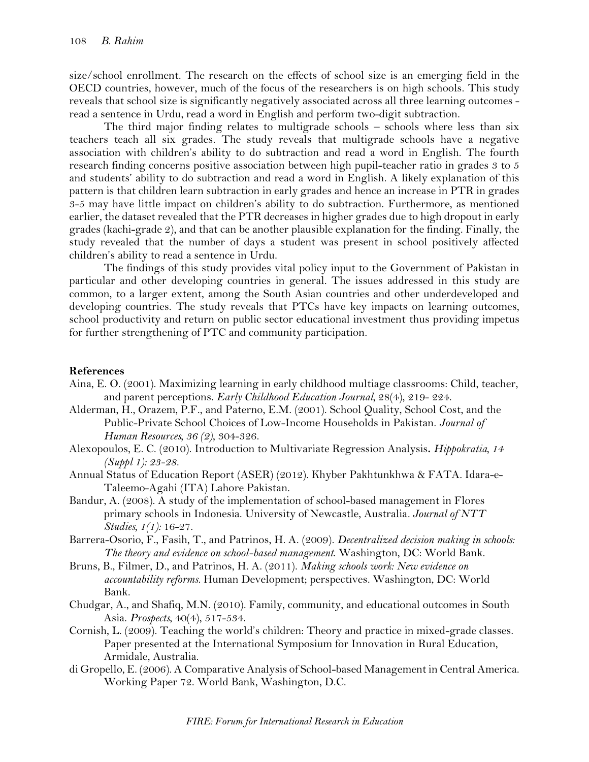size/school enrollment. The research on the effects of school size is an emerging field in the OECD countries, however, much of the focus of the researchers is on high schools. This study reveals that school size is significantly negatively associated across all three learning outcomes - read a sentence in Urdu, read a word in English and perform two-digit subtraction.

The third major finding relates to multigrade schools – schools where less than six teachers teach all six grades. The study reveals that multigrade schools have a negative association with children's ability to do subtraction and read a word in English. The fourth research finding concerns positive association between high pupil-teacher ratio in grades 3 to 5 and students' ability to do subtraction and read a word in English. A likely explanation of this pattern is that children learn subtraction in early grades and hence an increase in PTR in grades 3-5 may have little impact on children's ability to do subtraction. Furthermore, as mentioned earlier, the dataset revealed that the PTR decreases in higher grades due to high dropout in early grades (kachi-grade 2), and that can be another plausible explanation for the finding. Finally, the study revealed that the number of days a student was present in school positively affected children's ability to read a sentence in Urdu.

The findings of this study provides vital policy input to the Government of Pakistan in particular and other developing countries in general. The issues addressed in this study are common, to a larger extent, among the South Asian countries and other underdeveloped and developing countries. The study reveals that PTCs have key impacts on learning outcomes, school productivity and return on public sector educational investment thus providing impetus for further strengthening of PTC and community participation.

## References

Aina, E. O. (2001). Maximizing learning in early childhood multiage classrooms: Child, teacher, and parent perceptions. *Early Childhood Education Journal*, 28(4), 219- 224.

Alderman, H., Orazem, P.F., and Paterno, E.M. (2001). School Quality, School Cost, and the Public-Private School Choices of Low-Income Households in Pakistan. *Journal of Human Resources, 36 (2)*, 304-326.

Alexopoulos, E. C. (2010). Introduction to Multivariate Regression Analysis**.** *Hippokratia, 14 (Suppl 1): 23-28.*

Annual Status of Education Report (ASER) (2012). Khyber Pakhtunkhwa & FATA. Idara-e-Taleemo-Agahi (ITA) Lahore Pakistan.

Bandur, A. (2008). A study of the implementation of school-based management in Flores primary schools in Indonesia. University of Newcastle, Australia. *Journal of NTT Studies, 1(1):* 16-27.

Barrera-Osorio, F., Fasih, T., and Patrinos, H. A. (2009). *Decentralized decision making in schools: The theory and evidence on school-based management*. Washington, DC: World Bank.

Bruns, B., Filmer, D., and Patrinos, H. A. (2011). *Making schools work: New evidence on accountability reforms*. Human Development; perspectives. Washington, DC: World Bank.

Chudgar, A., and Shafiq, M.N. (2010). Family, community, and educational outcomes in South Asia. *Prospects*, 40(4), 517-534.

Cornish, L. (2009). Teaching the world's children: Theory and practice in mixed-grade classes. Paper presented at the International Symposium for Innovation in Rural Education, Armidale, Australia.

di Gropello, E. (2006). A Comparative Analysis of School-based Management in Central America. Working Paper 72. World Bank, Washington, D.C.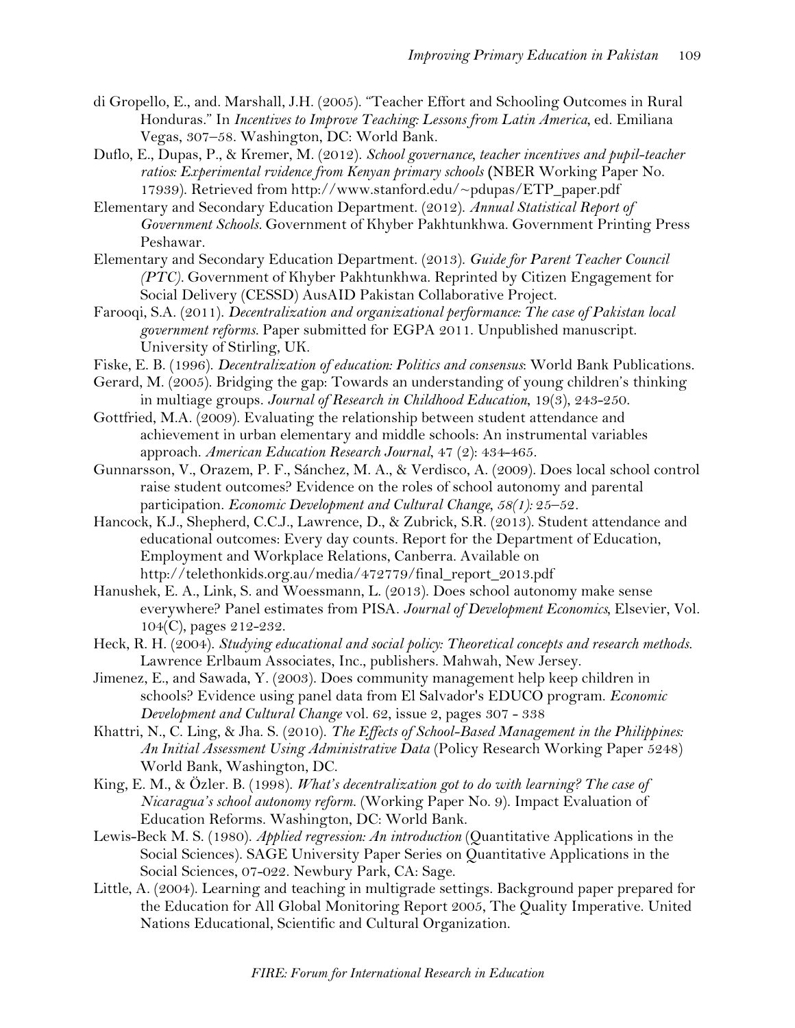di Gropello, E., and. Marshall, J.H. (2005). "Teacher Effort and Schooling Outcomes in Rural Honduras." In *Incentives to Improve Teaching: Lessons from Latin America*, ed. Emiliana Vegas, 307–58. Washington, DC: World Bank.

Duflo, E., Dupas, P., & Kremer, M. (2012). *School governance, teacher incentives and pupil-teacher ratios: Experimental rvidence from Kenyan primary schools* (NBER Working Paper No. 17939). Retrieved from http://www.stanford.edu/~pdupas/ETP_paper.pdf

Elementary and Secondary Education Department. (2012). *Annual Statistical Report of Government Schools*. Government of Khyber Pakhtunkhwa. Government Printing Press Peshawar.

Elementary and Secondary Education Department. (2013). *Guide for Parent Teacher Council (PTC)*. Government of Khyber Pakhtunkhwa. Reprinted by Citizen Engagement for Social Delivery (CESSD) AusAID Pakistan Collaborative Project.

Farooqi, S.A. (2011). *Decentralization and organizational performance: The case of Pakistan local government reforms*. Paper submitted for EGPA 2011. Unpublished manuscript. University of Stirling, UK.

Fiske, E. B. (1996). *Decentralization of education: Politics and consensus*: World Bank Publications.

Gerard, M. (2005). Bridging the gap: Towards an understanding of young children's thinking in multiage groups. *Journal of Research in Childhood Education*, 19(3), 243-250.

Gottfried, M.A. (2009). Evaluating the relationship between student attendance and achievement in urban elementary and middle schools: An instrumental variables approach. *American Education Research Journal*, 47 (2): 434-465.

Gunnarsson, V., Orazem, P. F., Sánchez, M. A., & Verdisco, A. (2009). Does local school control raise student outcomes? Evidence on the roles of school autonomy and parental participation. *Economic Development and Cultural Change, 58(1): 25–52*.

Hancock, K.J., Shepherd, C.C.J., Lawrence, D., & Zubrick, S.R. (2013). Student attendance and educational outcomes: Every day counts. Report for the Department of Education, Employment and Workplace Relations, Canberra. Available on http://telethonkids.org.au/media/472779/final_report_2013.pdf

Hanushek, E. A., Link, S. and Woessmann, L. (2013). Does school autonomy make sense everywhere? Panel estimates from PISA. *Journal of Development Economics*, Elsevier, Vol. 104(C), pages 212-232.

Heck, R. H. (2004). *Studying educational and social policy: Theoretical concepts and research methods*. Lawrence Erlbaum Associates, Inc., publishers. Mahwah, New Jersey.

Jimenez, E., and Sawada, Y. (2003). Does community management help keep children in schools? Evidence using panel data from El Salvador's EDUCO program. *Economic Development and Cultural Change* vol. 62, issue 2, pages 307 - 338

Khattri, N., C. Ling, & Jha. S. (2010). *The Effects of School-Based Management in the Philippines: An Initial Assessment Using Administrative Data* (Policy Research Working Paper 5248) World Bank, Washington, DC.

King, E. M., & Özler. B. (1998). *What's decentralization got to do with learning? The case of Nicaragua's school autonomy reform*. (Working Paper No. 9). Impact Evaluation of Education Reforms. Washington, DC: World Bank.

Lewis-Beck M. S. (1980). *Applied regression: An introduction* (Quantitative Applications in the Social Sciences). SAGE University Paper Series on Quantitative Applications in the Social Sciences, 07-022. Newbury Park, CA: Sage.

Little, A. (2004). Learning and teaching in multigrade settings. Background paper prepared for the Education for All Global Monitoring Report 2005, The Quality Imperative. United Nations Educational, Scientific and Cultural Organization.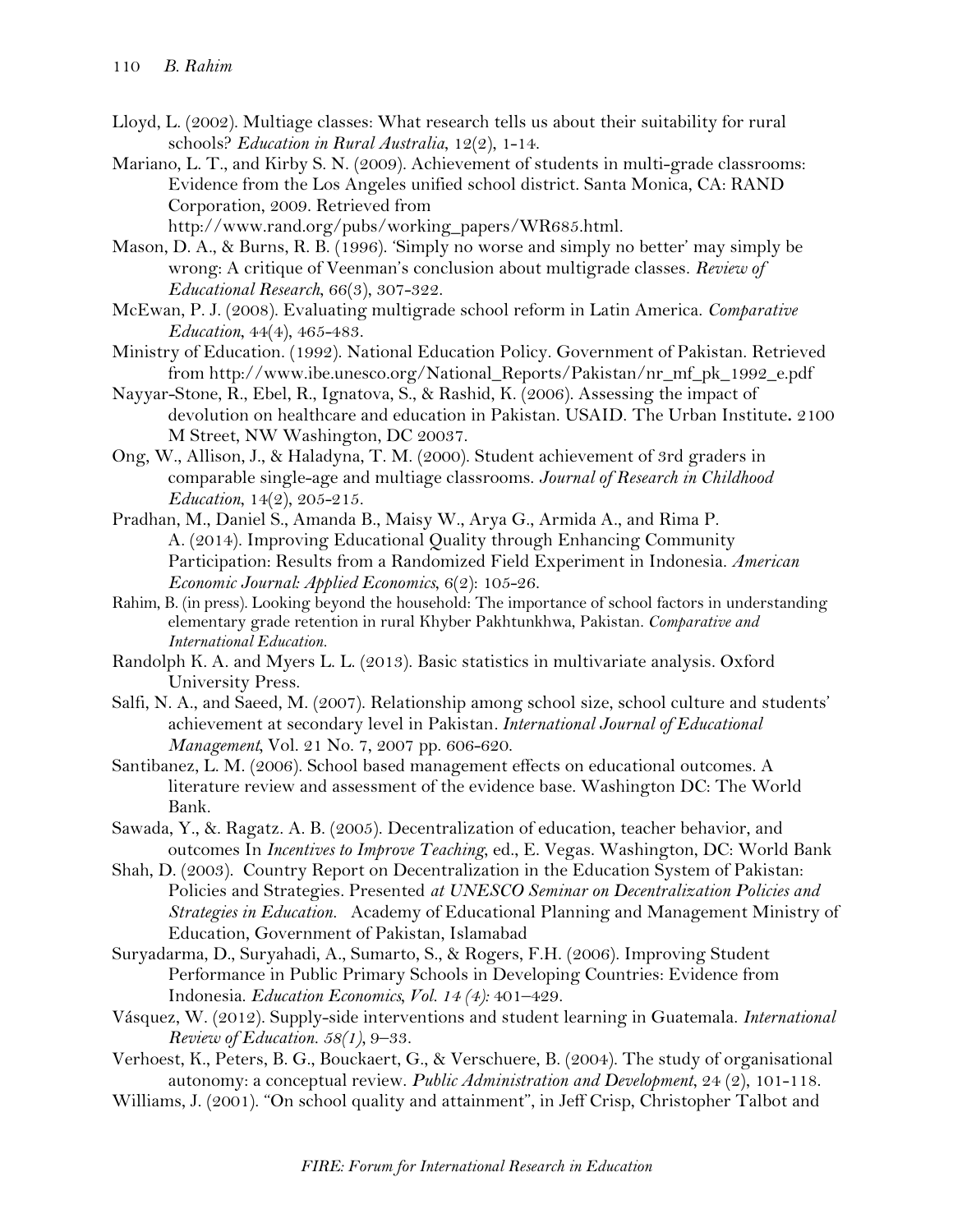Lloyd, L. (2002). Multiage classes: What research tells us about their suitability for rural schools? *Education in Rural Australia*, 12(2), 1-14.

Mariano, L. T., and Kirby S. N. (2009). Achievement of students in multi-grade classrooms: Evidence from the Los Angeles unified school district. Santa Monica, CA: RAND Corporation, 2009. Retrieved from http://www.rand.org/pubs/working_papers/WR685.html.

Mason, D. A., & Burns, R. B. (1996). 'Simply no worse and simply no better' may simply be wrong: A critique of Veenman's conclusion about multigrade classes. *Review of Educational Research*, 66(3), 307-322.

McEwan, P. J. (2008). Evaluating multigrade school reform in Latin America. *Comparative Education*, 44(4), 465-483.

Ministry of Education. (1992). National Education Policy. Government of Pakistan. Retrieved from http://www.ibe.unesco.org/National_Reports/Pakistan/nr_mf_pk_1992_e.pdf

Nayyar-Stone, R., Ebel, R., Ignatova, S., & Rashid, K. (2006). Assessing the impact of devolution on healthcare and education in Pakistan. USAID. The Urban Institute**.** 2100 M Street, NW Washington, DC 20037.

Ong, W., Allison, J., & Haladyna, T. M. (2000). Student achievement of 3rd graders in comparable single-age and multiage classrooms. *Journal of Research in Childhood Education*, 14(2), 205-215.

Pradhan, M., Daniel S., Amanda B., Maisy W., Arya G., Armida A., and Rima P. A. (2014). Improving Educational Quality through Enhancing Community Participation: Results from a Randomized Field Experiment in Indonesia. *American Economic Journal: Applied Economics*, 6(2): 105-26.

Rahim, B. (in press). Looking beyond the household: The importance of school factors in understanding elementary grade retention in rural Khyber Pakhtunkhwa, Pakistan. *Comparative and International Education.*

Randolph K. A. and Myers L. L. (2013). Basic statistics in multivariate analysis. Oxford University Press.

Salfi, N. A., and Saeed, M. (2007). Relationship among school size, school culture and students' achievement at secondary level in Pakistan. *International Journal of Educational Management*, Vol. 21 No. 7, 2007 pp. 606-620.

Santibanez, L. M. (2006). School based management effects on educational outcomes. A literature review and assessment of the evidence base. Washington DC: The World Bank.

Sawada, Y., &. Ragatz. A. B. (2005). Decentralization of education, teacher behavior, and outcomes In *Incentives to Improve Teaching*, ed., E. Vegas. Washington, DC: World Bank

Shah, D. (2003). Country Report on Decentralization in the Education System of Pakistan: Policies and Strategies. Presented *at UNESCO Seminar on Decentralization Policies and Strategies in Education.* Academy of Educational Planning and Management Ministry of Education, Government of Pakistan, Islamabad

Suryadarma, D., Suryahadi, A., Sumarto, S., & Rogers, F.H. (2006). Improving Student Performance in Public Primary Schools in Developing Countries: Evidence from Indonesia. *Education Economics, Vol. 14 (4):* 401–429.

Vásquez, W. (2012). Supply-side interventions and student learning in Guatemala. *International Review of Education. 58(1)*, 9–33.

Verhoest, K., Peters, B. G., Bouckaert, G., & Verschuere, B. (2004). The study of organisational autonomy: a conceptual review. *Public Administration and Development*, 24 (2), 101-118.

Williams, J. (2001). "On school quality and attainment", in Jeff Crisp, Christopher Talbot and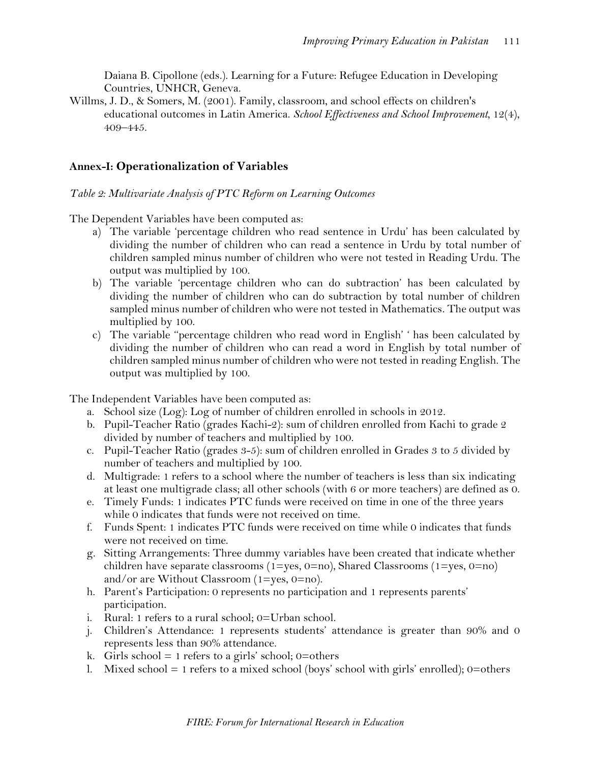Daiana B. Cipollone (eds.). Learning for a Future: Refugee Education in Developing Countries, UNHCR, Geneva.

Willms, J. D., & Somers, M. (2001). Family, classroom, and school effects on children's educational outcomes in Latin America. *School Effectiveness and School Improvement*, 12(4), 409–445.

## Annex-I: Operationalization of Variables

*Table 2: Multivariate Analysis of PTC Reform on Learning Outcomes*

The Dependent Variables have been computed as:

a) The variable 'percentage children who read sentence in Urdu' has been calculated by dividing the number of children who can read a sentence in Urdu by total number of children sampled minus number of children who were not tested in Reading Urdu. The output was multiplied by 100.
b) The variable 'percentage children who can do subtraction' has been calculated by dividing the number of children who can do subtraction by total number of children sampled minus number of children who were not tested in Mathematics. The output was multiplied by 100.
c) The variable "percentage children who read word in English' ' has been calculated by dividing the number of children who can read a word in English by total number of children sampled minus number of children who were not tested in reading English. The output was multiplied by 100.

The Independent Variables have been computed as:

a. School size (Log): Log of number of children enrolled in schools in 2012.
b. Pupil-Teacher Ratio (grades Kachi-2): sum of children enrolled from Kachi to grade 2 divided by number of teachers and multiplied by 100.
c. Pupil-Teacher Ratio (grades 3-5): sum of children enrolled in Grades 3 to 5 divided by number of teachers and multiplied by 100.
d. Multigrade: 1 refers to a school where the number of teachers is less than six indicating at least one multigrade class; all other schools (with 6 or more teachers) are defined as 0.
e. Timely Funds: 1 indicates PTC funds were received on time in one of the three years while 0 indicates that funds were not received on time.
f. Funds Spent: 1 indicates PTC funds were received on time while 0 indicates that funds were not received on time.
g. Sitting Arrangements: Three dummy variables have been created that indicate whether children have separate classrooms (1=yes, 0=no), Shared Classrooms (1=yes, 0=no) and/or are Without Classroom (1=yes, 0=no).
h. Parent's Participation: 0 represents no participation and 1 represents parents' participation.
i. Rural: 1 refers to a rural school; 0=Urban school.
j. Children's Attendance: 1 represents students' attendance is greater than 90% and 0 represents less than 90% attendance.
k. Girls school = 1 refers to a girls' school; 0=others
l. Mixed school = 1 refers to a mixed school (boys' school with girls' enrolled); 0=others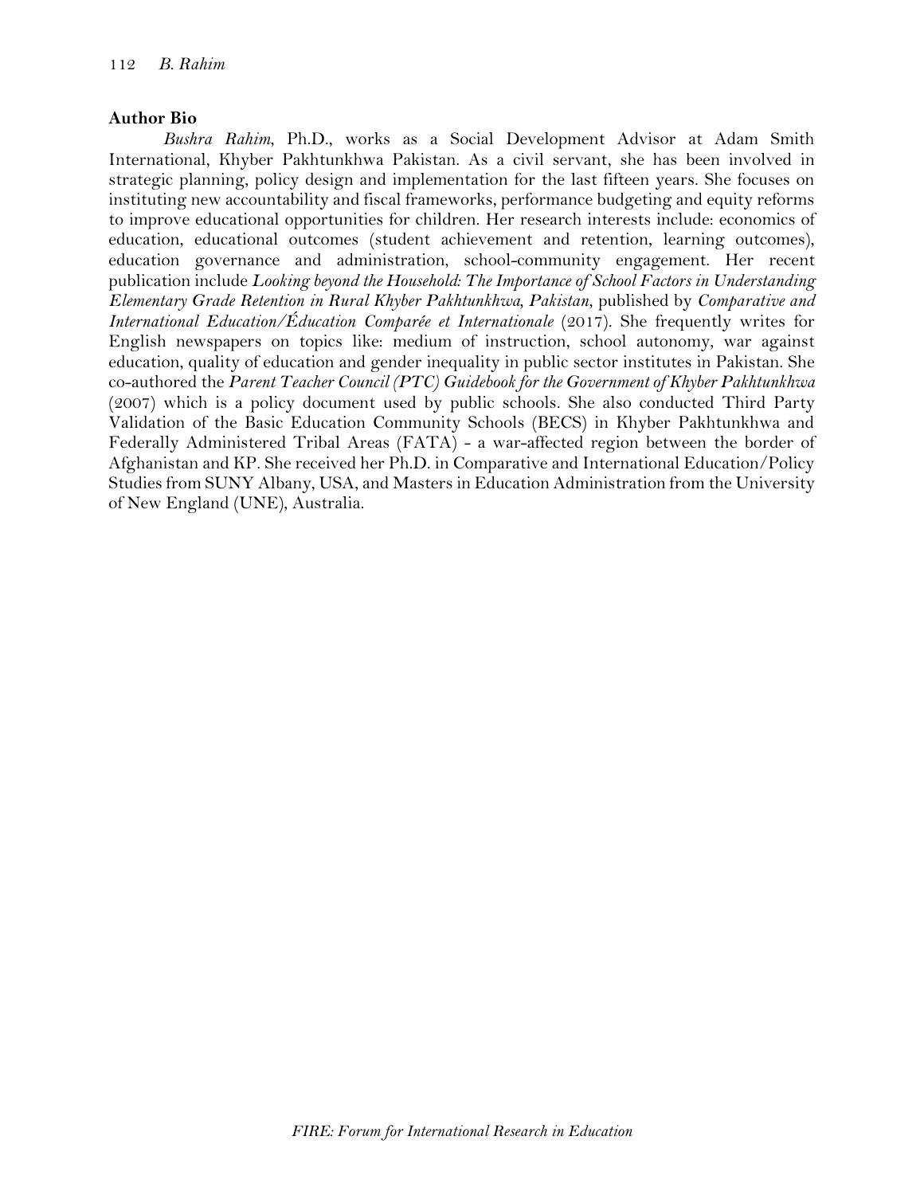## Author Bio

*Bushra Rahim*, Ph.D., works as a Social Development Advisor at Adam Smith International, Khyber Pakhtunkhwa Pakistan. As a civil servant, she has been involved in strategic planning, policy design and implementation for the last fifteen years. She focuses on instituting new accountability and fiscal frameworks, performance budgeting and equity reforms to improve educational opportunities for children. Her research interests include: economics of education, educational outcomes (student achievement and retention, learning outcomes), education governance and administration, school-community engagement. Her recent publication include *Looking beyond the Household: The Importance of School Factors in Understanding Elementary Grade Retention in Rural Khyber Pakhtunkhwa, Pakistan*, published by *Comparative and International Education/Éducation Comparée et Internationale* (2017). She frequently writes for English newspapers on topics like: medium of instruction, school autonomy, war against education, quality of education and gender inequality in public sector institutes in Pakistan. She co-authored the *Parent Teacher Council (PTC) Guidebook for the Government of Khyber Pakhtunkhwa* (2007) which is a policy document used by public schools. She also conducted Third Party Validation of the Basic Education Community Schools (BECS) in Khyber Pakhtunkhwa and Federally Administered Tribal Areas (FATA) - a war-affected region between the border of Afghanistan and KP. She received her Ph.D. in Comparative and International Education/Policy Studies from SUNY Albany, USA, and Masters in Education Administration from the University of New England (UNE), Australia.